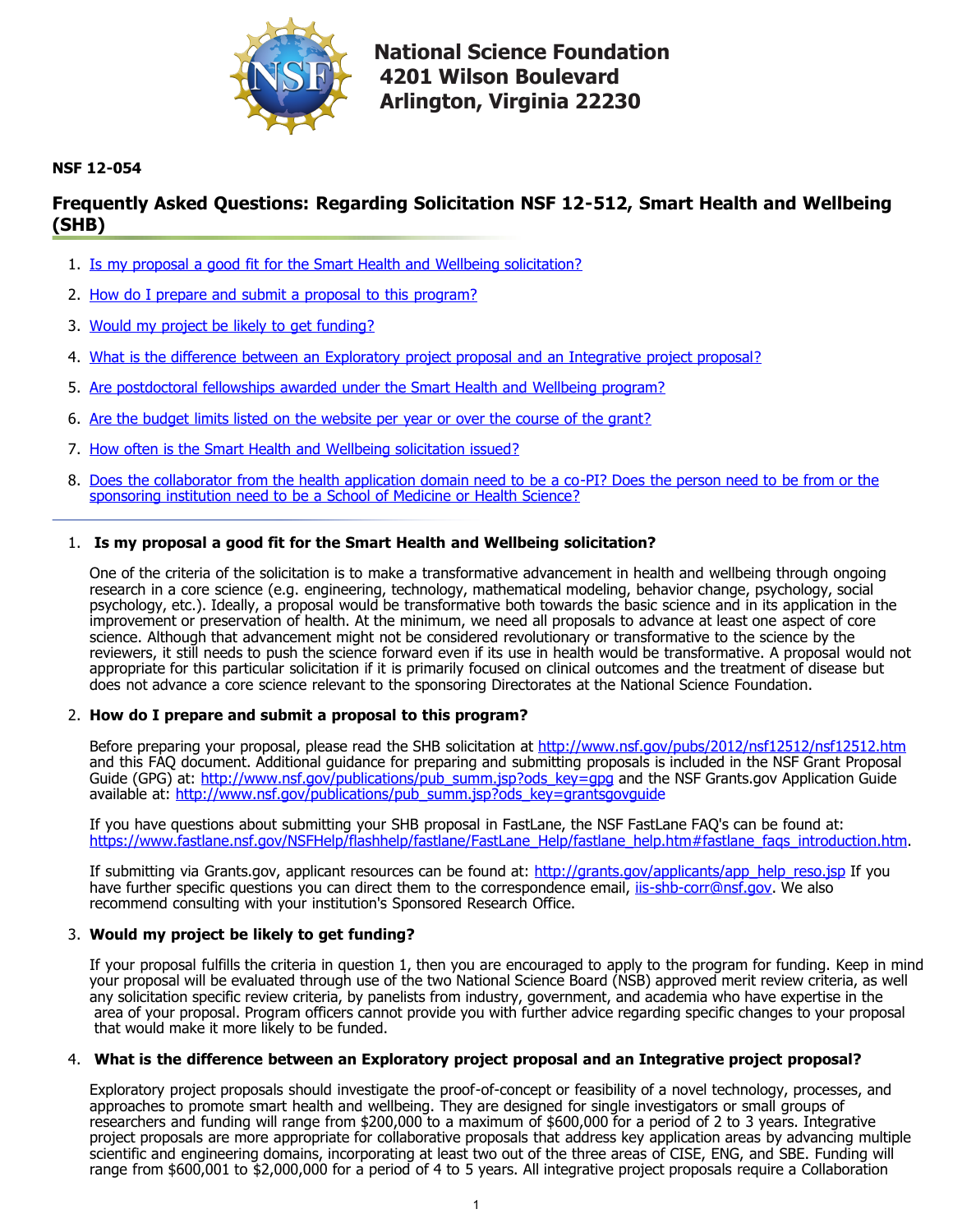**National Science Foundation**
**4201 Wilson Boulevard**
**Arlington, Virginia 22230**

**NSF 12-054**

## Frequently Asked Questions: Regarding Solicitation NSF 12-512, Smart Health and Wellbeing (SHB)

1. [Is my proposal a good fit for the Smart Health and Wellbeing solicitation?]()
2. [How do I prepare and submit a proposal to this program?]()
3. [Would my project be likely to get funding?]()
4. [What is the difference between an Exploratory project proposal and an Integrative project proposal?]()
5. [Are postdoctoral fellowships awarded under the Smart Health and Wellbeing program?]()
6. [Are the budget limits listed on the website per year or over the course of the grant?]()
7. [How often is the Smart Health and Wellbeing solicitation issued?]()
8. [Does the collaborator from the health application domain need to be a co-PI? Does the person need to be from or the sponsoring institution need to be a School of Medicine or Health Science?]()

---

1. **Is my proposal a good fit for the Smart Health and Wellbeing solicitation?**

   One of the criteria of the solicitation is to make a transformative advancement in health and wellbeing through ongoing research in a core science (e.g. engineering, technology, mathematical modeling, behavior change, psychology, social psychology, etc.). Ideally, a proposal would be transformative both towards the basic science and in its application in the improvement or preservation of health. At the minimum, we need all proposals to advance at least one aspect of core science. Although that advancement might not be considered revolutionary or transformative to the science by the reviewers, it still needs to push the science forward even if its use in health would be transformative. A proposal would not appropriate for this particular solicitation if it is primarily focused on clinical outcomes and the treatment of disease but does not advance a core science relevant to the sponsoring Directorates at the National Science Foundation.

2. **How do I prepare and submit a proposal to this program?**

   Before preparing your proposal, please read the SHB solicitation at http://www.nsf.gov/pubs/2012/nsf12512/nsf12512.htm and this FAQ document. Additional guidance for preparing and submitting proposals is included in the NSF Grant Proposal Guide (GPG) at: http://www.nsf.gov/publications/pub_summ.jsp?ods_key=gpg and the NSF Grants.gov Application Guide available at: http://www.nsf.gov/publications/pub_summ.jsp?ods_key=grantsgovguide

   If you have questions about submitting your SHB proposal in FastLane, the NSF FastLane FAQ's can be found at: https://www.fastlane.nsf.gov/NSFHelp/flashhelp/fastlane/FastLane_Help/fastlane_help.htm#fastlane_faqs_introduction.htm.

   If submitting via Grants.gov, applicant resources can be found at: http://grants.gov/applicants/app_help_reso.jsp If you have further specific questions you can direct them to the correspondence email, iis-shb-corr@nsf.gov. We also recommend consulting with your institution's Sponsored Research Office.

3. **Would my project be likely to get funding?**

   If your proposal fulfills the criteria in question 1, then you are encouraged to apply to the program for funding. Keep in mind your proposal will be evaluated through use of the two National Science Board (NSB) approved merit review criteria, as well any solicitation specific review criteria, by panelists from industry, government, and academia who have expertise in the area of your proposal. Program officers cannot provide you with further advice regarding specific changes to your proposal that would make it more likely to be funded.

4. **What is the difference between an Exploratory project proposal and an Integrative project proposal?**

   Exploratory project proposals should investigate the proof-of-concept or feasibility of a novel technology, processes, and approaches to promote smart health and wellbeing. They are designed for single investigators or small groups of researchers and funding will range from $200,000 to a maximum of $600,000 for a period of 2 to 3 years. Integrative project proposals are more appropriate for collaborative proposals that address key application areas by advancing multiple scientific and engineering domains, incorporating at least two out of the three areas of CISE, ENG, and SBE. Funding will range from $600,001 to $2,000,000 for a period of 4 to 5 years. All integrative project proposals require a Collaboration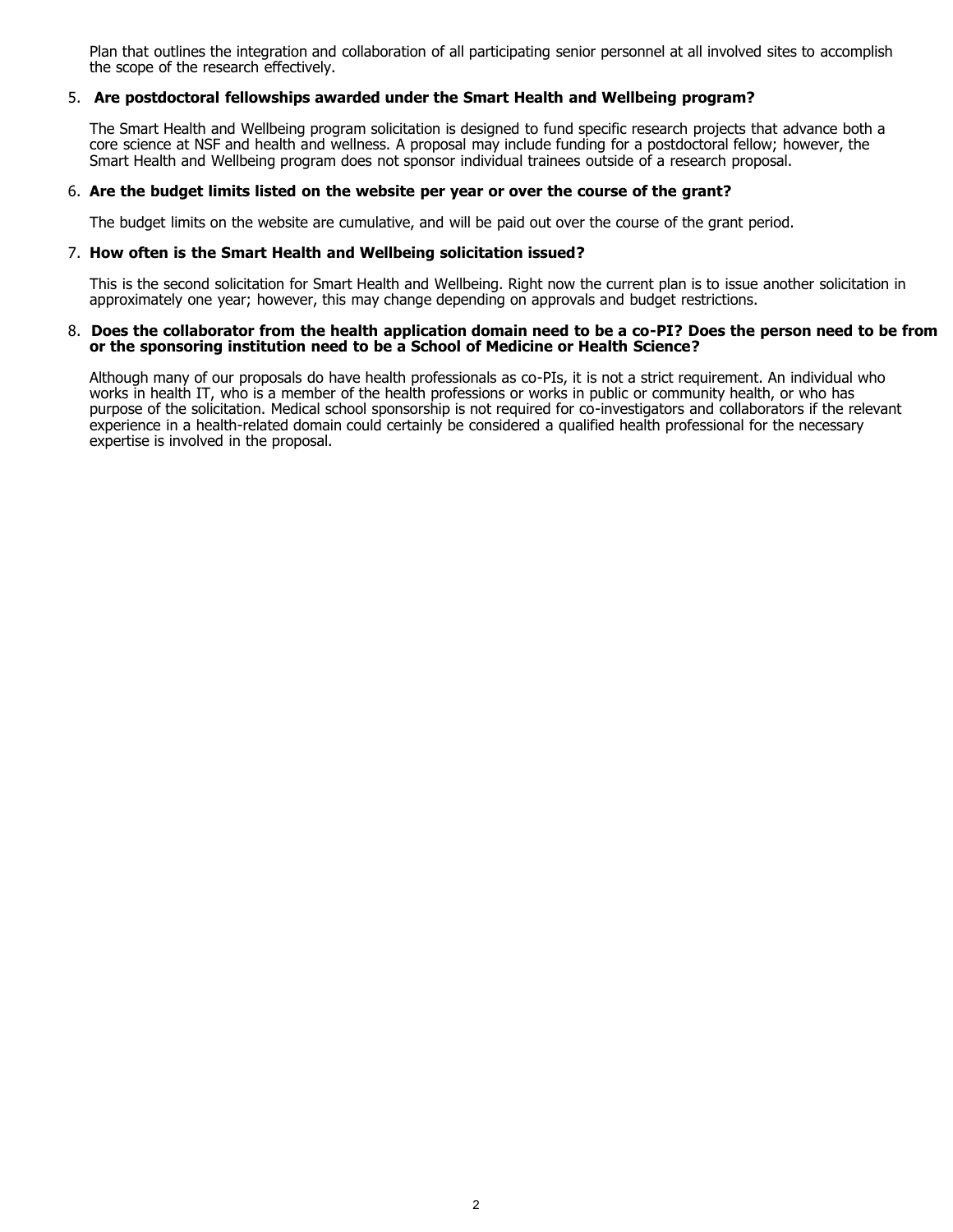Plan that outlines the integration and collaboration of all participating senior personnel at all involved sites to accomplish the scope of the research effectively.

5. **Are postdoctoral fellowships awarded under the Smart Health and Wellbeing program?**

   The Smart Health and Wellbeing program solicitation is designed to fund specific research projects that advance both a core science at NSF and health and wellness. A proposal may include funding for a postdoctoral fellow; however, the Smart Health and Wellbeing program does not sponsor individual trainees outside of a research proposal.

6. **Are the budget limits listed on the website per year or over the course of the grant?**

   The budget limits on the website are cumulative, and will be paid out over the course of the grant period.

7. **How often is the Smart Health and Wellbeing solicitation issued?**

   This is the second solicitation for Smart Health and Wellbeing. Right now the current plan is to issue another solicitation in approximately one year; however, this may change depending on approvals and budget restrictions.

8. **Does the collaborator from the health application domain need to be a co-PI? Does the person need to be from or the sponsoring institution need to be a School of Medicine or Health Science?**

   Although many of our proposals do have health professionals as co-PIs, it is not a strict requirement. An individual who works in health IT, who is a member of the health professions or works in public or community health, or who has purpose of the solicitation. Medical school sponsorship is not required for co-investigators and collaborators if the relevant experience in a health-related domain could certainly be considered a qualified health professional for the necessary expertise is involved in the proposal.